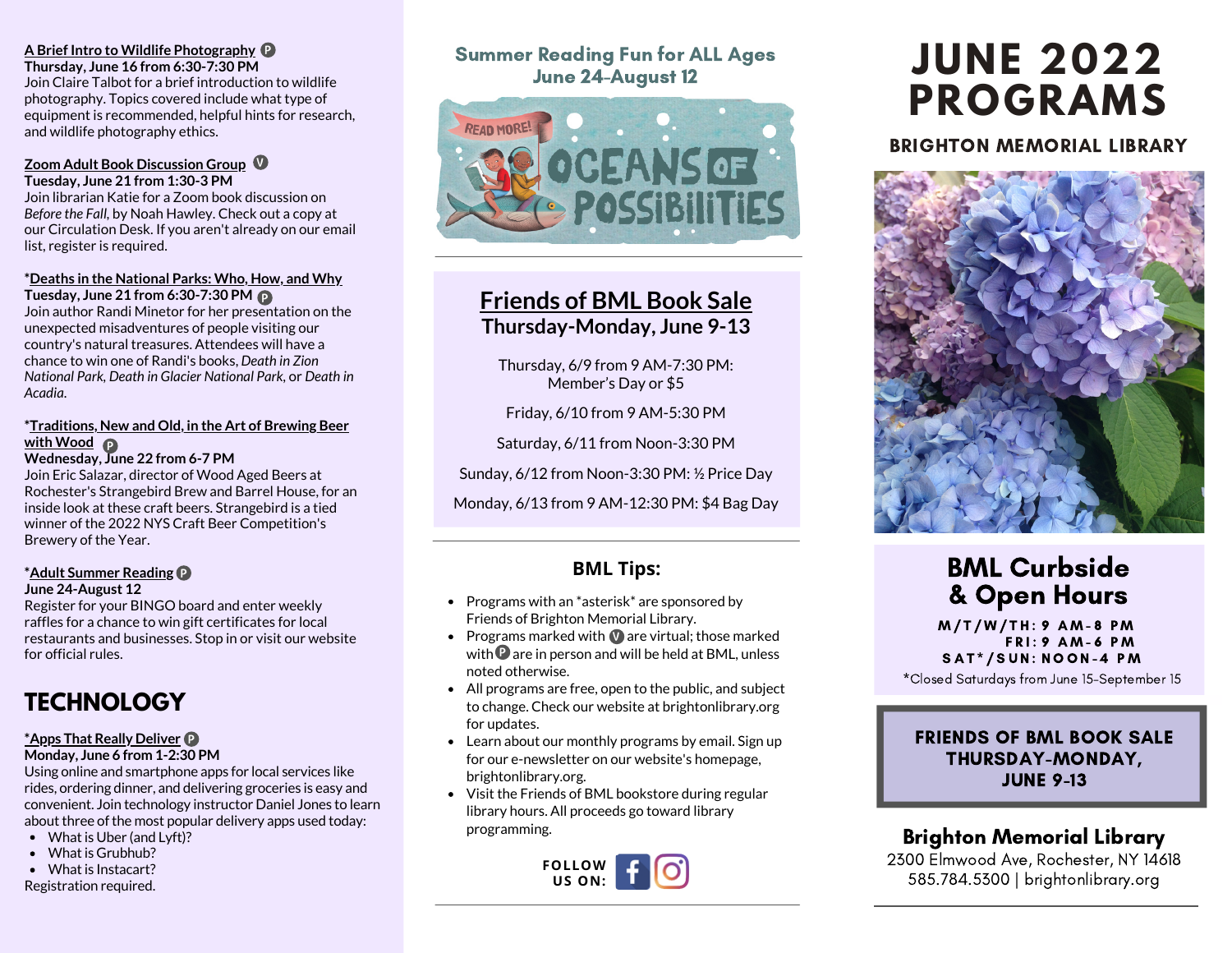**A Brief Intro to Wildlife Photography** (P)
**Thursday, June 16 from 6:30-7:30 PM**
Join Claire Talbot for a brief introduction to wildlife photography. Topics covered include what type of equipment is recommended, helpful hints for research, and wildlife photography ethics.

**Zoom Adult Book Discussion Group** (V)
**Tuesday, June 21 from 1:30-3 PM**
Join librarian Katie for a Zoom book discussion on *Before the Fall*, by Noah Hawley. Check out a copy at our Circulation Desk. If you aren't already on our email list, register is required.

***Deaths in the National Parks: Who, How, and Why**
**Tuesday, June 21 from 6:30-7:30 PM** (P)
Join author Randi Minetor for her presentation on the unexpected misadventures of people visiting our country's natural treasures. Attendees will have a chance to win one of Randi's books, *Death in Zion National Park*, *Death in Glacier National Park*, or *Death in Acadia*.

***Traditions, New and Old, in the Art of Brewing Beer with Wood** (P)
**Wednesday, June 22 from 6-7 PM**
Join Eric Salazar, director of Wood Aged Beers at Rochester's Strangebird Brew and Barrel House, for an inside look at these craft beers. Strangebird is a tied winner of the 2022 NYS Craft Beer Competition's Brewery of the Year.

***Adult Summer Reading** (P)
**June 24-August 12**
Register for your BINGO board and enter weekly raffles for a chance to win gift certificates for local restaurants and businesses. Stop in or visit our website for official rules.

## TECHNOLOGY

***Apps That Really Deliver** (P)
**Monday, June 6 from 1-2:30 PM**
Using online and smartphone apps for local services like rides, ordering dinner, and delivering groceries is easy and convenient. Join technology instructor Daniel Jones to learn about three of the most popular delivery apps used today:

- What is Uber (and Lyft)?
- What is Grubhub?
- What is Instacart?

Registration required.

### Summer Reading Fun for ALL Ages
### June 24-August 12

READ MORE!
OCEANS OF POSSIBILITIES

## Friends of BML Book Sale
### Thursday-Monday, June 9-13

Thursday, 6/9 from 9 AM-7:30 PM: Member's Day or $5

Friday, 6/10 from 9 AM-5:30 PM

Saturday, 6/11 from Noon-3:30 PM

Sunday, 6/12 from Noon-3:30 PM: ½ Price Day

Monday, 6/13 from 9 AM-12:30 PM: $4 Bag Day

### BML Tips:

- Programs with an *asterisk* are sponsored by Friends of Brighton Memorial Library.
- Programs marked with (V) are virtual; those marked with (P) are in person and will be held at BML, unless noted otherwise.
- All programs are free, open to the public, and subject to change. Check our website at brightonlibrary.org for updates.
- Learn about our monthly programs by email. Sign up for our e-newsletter on our website's homepage, brightonlibrary.org.
- Visit the Friends of BML bookstore during regular library hours. All proceeds go toward library programming.

FOLLOW US ON:

# JUNE 2022 PROGRAMS

## BRIGHTON MEMORIAL LIBRARY

## BML Curbside & Open Hours

M/T/W/TH: 9 AM-8 PM
FRI: 9 AM-6 PM
SAT*/SUN: NOON-4 PM

*Closed Saturdays from June 15-September 15

**FRIENDS OF BML BOOK SALE**
**THURSDAY-MONDAY,**
**JUNE 9-13**

**Brighton Memorial Library**
2300 Elmwood Ave, Rochester, NY 14618
585.784.5300 | brightonlibrary.org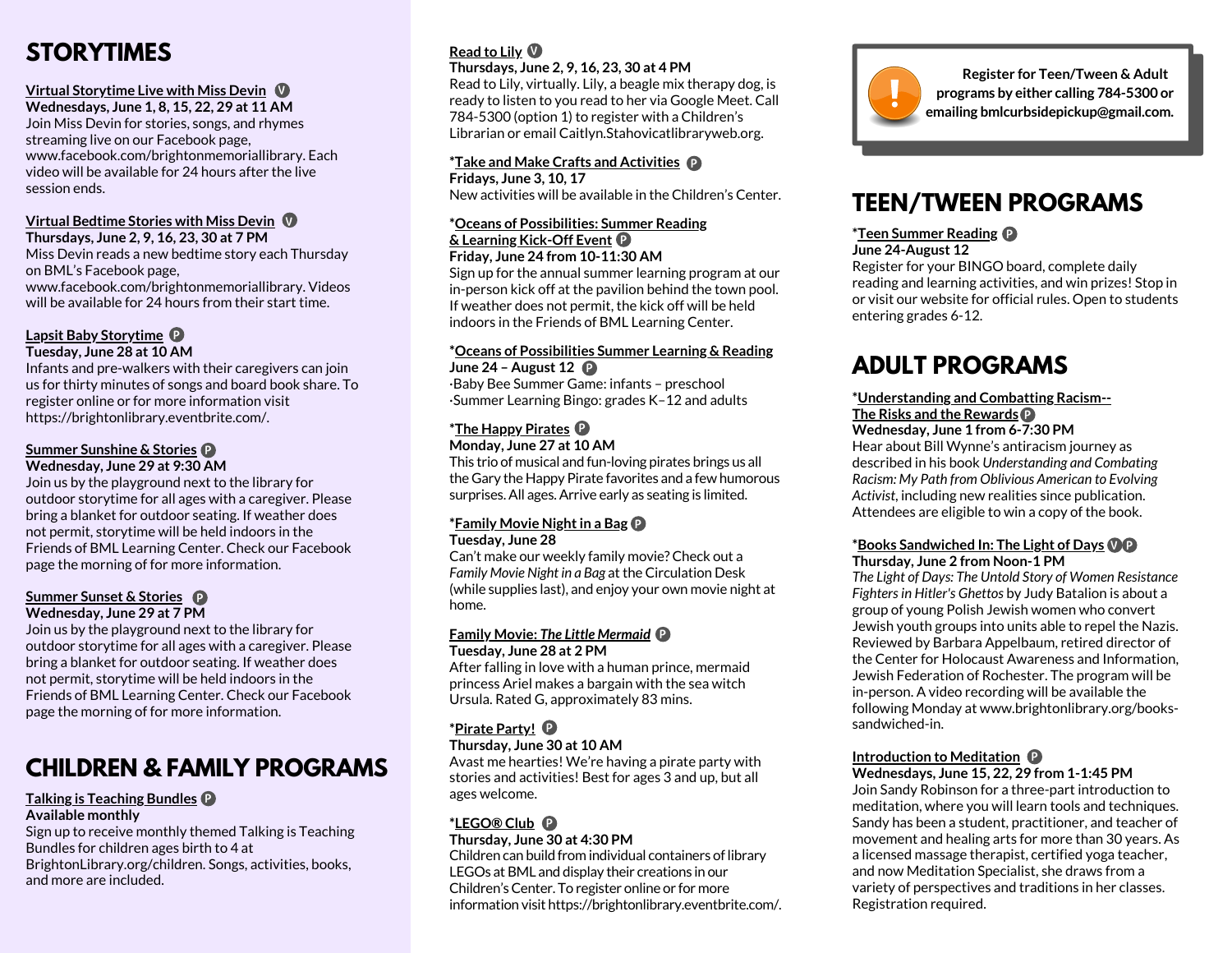# STORYTIMES

**Virtual Storytime Live with Miss Devin** V
**Wednesdays, June 1, 8, 15, 22, 29 at 11 AM**
Join Miss Devin for stories, songs, and rhymes streaming live on our Facebook page, www.facebook.com/brightonmemoriallibrary. Each video will be available for 24 hours after the live session ends.

**Virtual Bedtime Stories with Miss Devin** V
**Thursdays, June 2, 9, 16, 23, 30 at 7 PM**
Miss Devin reads a new bedtime story each Thursday on BML's Facebook page, www.facebook.com/brightonmemoriallibrary. Videos will be available for 24 hours from their start time.

**Lapsit Baby Storytime** P
**Tuesday, June 28 at 10 AM**
Infants and pre-walkers with their caregivers can join us for thirty minutes of songs and board book share. To register online or for more information visit https://brightonlibrary.eventbrite.com/.

**Summer Sunshine & Stories** P
**Wednesday, June 29 at 9:30 AM**
Join us by the playground next to the library for outdoor storytime for all ages with a caregiver. Please bring a blanket for outdoor seating. If weather does not permit, storytime will be held indoors in the Friends of BML Learning Center. Check our Facebook page the morning of for more information.

**Summer Sunset & Stories** P
**Wednesday, June 29 at 7 PM**
Join us by the playground next to the library for outdoor storytime for all ages with a caregiver. Please bring a blanket for outdoor seating. If weather does not permit, storytime will be held indoors in the Friends of BML Learning Center. Check our Facebook page the morning of for more information.

# CHILDREN & FAMILY PROGRAMS

**Talking is Teaching Bundles** P
**Available monthly**
Sign up to receive monthly themed Talking is Teaching Bundles for children ages birth to 4 at BrightonLibrary.org/children. Songs, activities, books, and more are included.

**Read to Lily** V
**Thursdays, June 2, 9, 16, 23, 30 at 4 PM**
Read to Lily, virtually. Lily, a beagle mix therapy dog, is ready to listen to you read to her via Google Meet. Call 784-5300 (option 1) to register with a Children's Librarian or email Caitlyn.Stahovicatlibraryweb.org.

**\*Take and Make Crafts and Activities** P
**Fridays, June 3, 10, 17**
New activities will be available in the Children's Center.

**\*Oceans of Possibilities: Summer Reading & Learning Kick-Off Event** P
**Friday, June 24 from 10-11:30 AM**
Sign up for the annual summer learning program at our in-person kick off at the pavilion behind the town pool. If weather does not permit, the kick off will be held indoors in the Friends of BML Learning Center.

**\*Oceans of Possibilities Summer Learning & Reading**
**June 24 – August 12** P
·Baby Bee Summer Game: infants – preschool
·Summer Learning Bingo: grades K–12 and adults

**\*The Happy Pirates** P
**Monday, June 27 at 10 AM**
This trio of musical and fun-loving pirates brings us all the Gary the Happy Pirate favorites and a few humorous surprises. All ages. Arrive early as seating is limited.

**\*Family Movie Night in a Bag** P
**Tuesday, June 28**
Can't make our weekly family movie? Check out a *Family Movie Night in a Bag* at the Circulation Desk (while supplies last), and enjoy your own movie night at home.

**Family Movie: *The Little Mermaid*** P
**Tuesday, June 28 at 2 PM**
After falling in love with a human prince, mermaid princess Ariel makes a bargain with the sea witch Ursula. Rated G, approximately 83 mins.

**\*Pirate Party!** P
**Thursday, June 30 at 10 AM**
Avast me hearties! We're having a pirate party with stories and activities! Best for ages 3 and up, but all ages welcome.

**\*LEGO® Club** P
**Thursday, June 30 at 4:30 PM**
Children can build from individual containers of library LEGOs at BML and display their creations in our Children's Center. To register online or for more information visit https://brightonlibrary.eventbrite.com/.

**Register for Teen/Tween & Adult programs by either calling 784-5300 or emailing bmlcurbsidepickup@gmail.com.**

# TEEN/TWEEN PROGRAMS

**\*Teen Summer Reading** P
**June 24-August 12**
Register for your BINGO board, complete daily reading and learning activities, and win prizes! Stop in or visit our website for official rules. Open to students entering grades 6-12.

# ADULT PROGRAMS

**\*Understanding and Combatting Racism-- The Risks and the Rewards** P
**Wednesday, June 1 from 6-7:30 PM**
Hear about Bill Wynne's antiracism journey as described in his book *Understanding and Combating Racism: My Path from Oblivious American to Evolving Activist*, including new realities since publication. Attendees are eligible to win a copy of the book.

**\*Books Sandwiched In: The Light of Days** V P
**Thursday, June 2 from Noon-1 PM**
*The Light of Days: The Untold Story of Women Resistance Fighters in Hitler's Ghettos* by Judy Batalion is about a group of young Polish Jewish women who convert Jewish youth groups into units able to repel the Nazis. Reviewed by Barbara Appelbaum, retired director of the Center for Holocaust Awareness and Information, Jewish Federation of Rochester. The program will be in-person. A video recording will be available the following Monday at www.brightonlibrary.org/books-sandwiched-in.

**Introduction to Meditation** P
**Wednesdays, June 15, 22, 29 from 1-1:45 PM**
Join Sandy Robinson for a three-part introduction to meditation, where you will learn tools and techniques. Sandy has been a student, practitioner, and teacher of movement and healing arts for more than 30 years. As a licensed massage therapist, certified yoga teacher, and now Meditation Specialist, she draws from a variety of perspectives and traditions in her classes. Registration required.